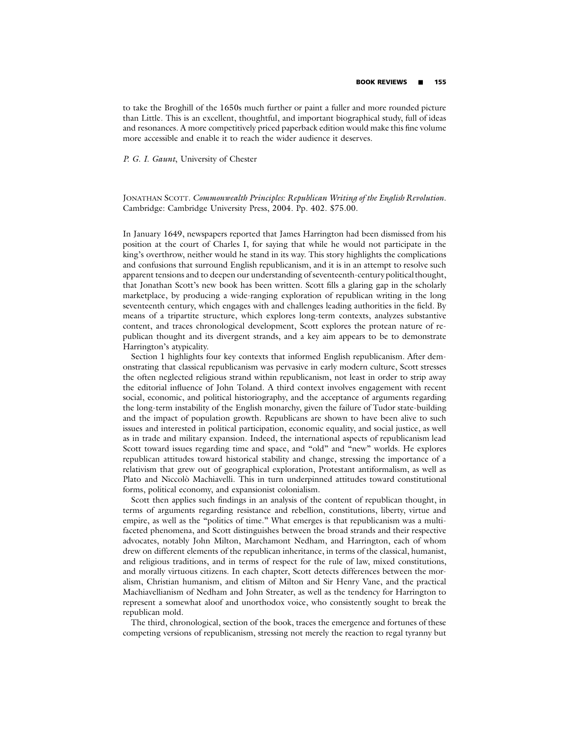to take the Broghill of the 1650s much further or paint a fuller and more rounded picture than Little. This is an excellent, thoughtful, and important biographical study, full of ideas and resonances. A more competitively priced paperback edition would make this fine volume more accessible and enable it to reach the wider audience it deserves.

*P. G. I. Gaunt*, University of Chester

JONATHAN SCOTT. *Commonwealth Principles: Republican Writing of the English Revolution*. Cambridge: Cambridge University Press, 2004. Pp. 402. $75.00.

In January 1649, newspapers reported that James Harrington had been dismissed from his position at the court of Charles I, for saying that while he would not participate in the king's overthrow, neither would he stand in its way. This story highlights the complications and confusions that surround English republicanism, and it is in an attempt to resolve such apparent tensions and to deepen our understanding of seventeenth-century political thought, that Jonathan Scott's new book has been written. Scott fills a glaring gap in the scholarly marketplace, by producing a wide-ranging exploration of republican writing in the long seventeenth century, which engages with and challenges leading authorities in the field. By means of a tripartite structure, which explores long-term contexts, analyzes substantive content, and traces chronological development, Scott explores the protean nature of republican thought and its divergent strands, and a key aim appears to be to demonstrate Harrington's atypicality.

Section 1 highlights four key contexts that informed English republicanism. After demonstrating that classical republicanism was pervasive in early modern culture, Scott stresses the often neglected religious strand within republicanism, not least in order to strip away the editorial influence of John Toland. A third context involves engagement with recent social, economic, and political historiography, and the acceptance of arguments regarding the long-term instability of the English monarchy, given the failure of Tudor state-building and the impact of population growth. Republicans are shown to have been alive to such issues and interested in political participation, economic equality, and social justice, as well as in trade and military expansion. Indeed, the international aspects of republicanism lead Scott toward issues regarding time and space, and "old" and "new" worlds. He explores republican attitudes toward historical stability and change, stressing the importance of a relativism that grew out of geographical exploration, Protestant antiformalism, as well as Plato and Niccolò Machiavelli. This in turn underpinned attitudes toward constitutional forms, political economy, and expansionist colonialism.

Scott then applies such findings in an analysis of the content of republican thought, in terms of arguments regarding resistance and rebellion, constitutions, liberty, virtue and empire, as well as the "politics of time." What emerges is that republicanism was a multifaceted phenomena, and Scott distinguishes between the broad strands and their respective advocates, notably John Milton, Marchamont Nedham, and Harrington, each of whom drew on different elements of the republican inheritance, in terms of the classical, humanist, and religious traditions, and in terms of respect for the rule of law, mixed constitutions, and morally virtuous citizens. In each chapter, Scott detects differences between the moralism, Christian humanism, and elitism of Milton and Sir Henry Vane, and the practical Machiavellianism of Nedham and John Streater, as well as the tendency for Harrington to represent a somewhat aloof and unorthodox voice, who consistently sought to break the republican mold.

The third, chronological, section of the book, traces the emergence and fortunes of these competing versions of republicanism, stressing not merely the reaction to regal tyranny but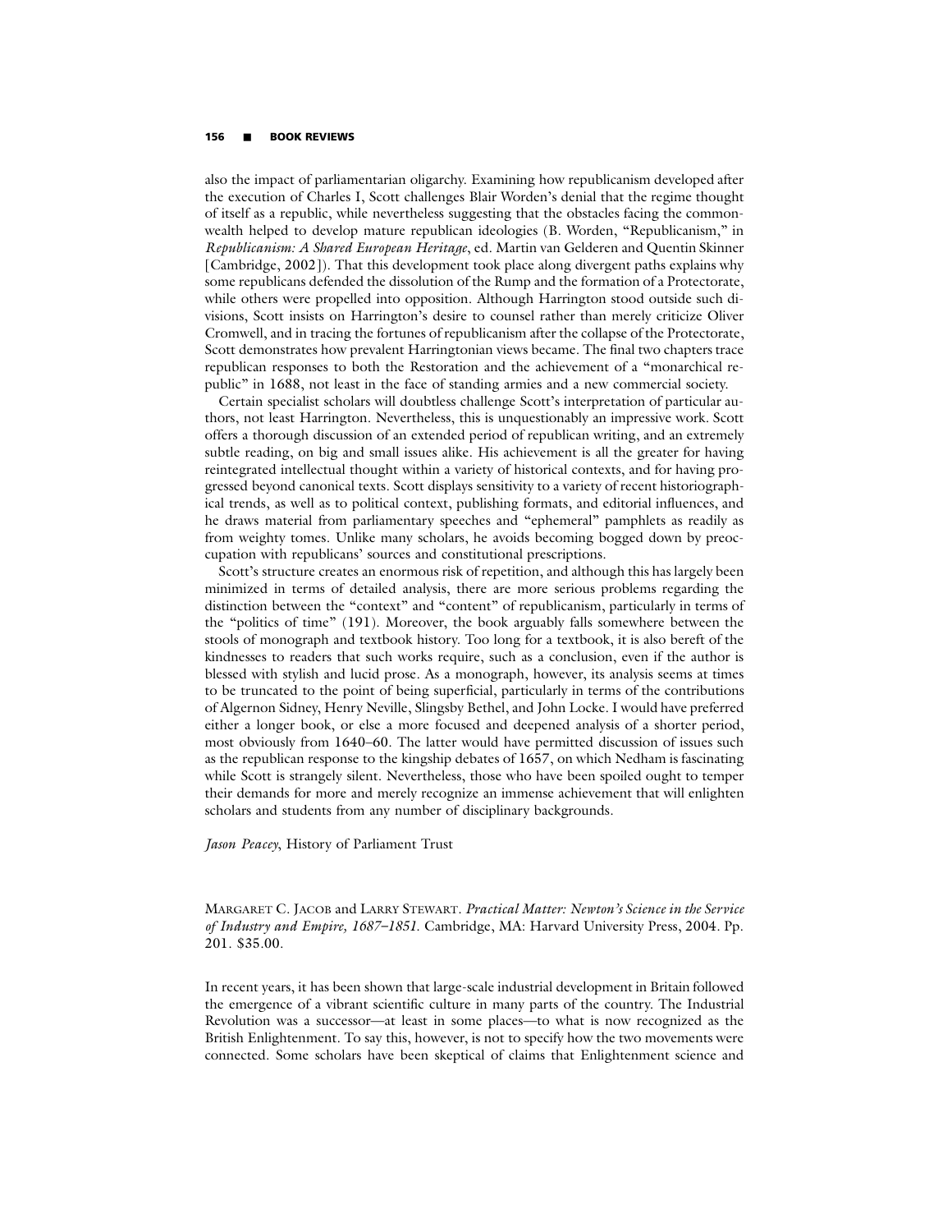also the impact of parliamentarian oligarchy. Examining how republicanism developed after the execution of Charles I, Scott challenges Blair Worden's denial that the regime thought of itself as a republic, while nevertheless suggesting that the obstacles facing the commonwealth helped to develop mature republican ideologies (B. Worden, "Republicanism," in *Republicanism: A Shared European Heritage*, ed. Martin van Gelderen and Quentin Skinner [Cambridge, 2002]). That this development took place along divergent paths explains why some republicans defended the dissolution of the Rump and the formation of a Protectorate, while others were propelled into opposition. Although Harrington stood outside such divisions, Scott insists on Harrington's desire to counsel rather than merely criticize Oliver Cromwell, and in tracing the fortunes of republicanism after the collapse of the Protectorate, Scott demonstrates how prevalent Harringtonian views became. The final two chapters trace republican responses to both the Restoration and the achievement of a "monarchical republic" in 1688, not least in the face of standing armies and a new commercial society.

Certain specialist scholars will doubtless challenge Scott's interpretation of particular authors, not least Harrington. Nevertheless, this is unquestionably an impressive work. Scott offers a thorough discussion of an extended period of republican writing, and an extremely subtle reading, on big and small issues alike. His achievement is all the greater for having reintegrated intellectual thought within a variety of historical contexts, and for having progressed beyond canonical texts. Scott displays sensitivity to a variety of recent historiographical trends, as well as to political context, publishing formats, and editorial influences, and he draws material from parliamentary speeches and "ephemeral" pamphlets as readily as from weighty tomes. Unlike many scholars, he avoids becoming bogged down by preoccupation with republicans' sources and constitutional prescriptions.

Scott's structure creates an enormous risk of repetition, and although this has largely been minimized in terms of detailed analysis, there are more serious problems regarding the distinction between the "context" and "content" of republicanism, particularly in terms of the "politics of time" (191). Moreover, the book arguably falls somewhere between the stools of monograph and textbook history. Too long for a textbook, it is also bereft of the kindnesses to readers that such works require, such as a conclusion, even if the author is blessed with stylish and lucid prose. As a monograph, however, its analysis seems at times to be truncated to the point of being superficial, particularly in terms of the contributions of Algernon Sidney, Henry Neville, Slingsby Bethel, and John Locke. I would have preferred either a longer book, or else a more focused and deepened analysis of a shorter period, most obviously from 1640–60. The latter would have permitted discussion of issues such as the republican response to the kingship debates of 1657, on which Nedham is fascinating while Scott is strangely silent. Nevertheless, those who have been spoiled ought to temper their demands for more and merely recognize an immense achievement that will enlighten scholars and students from any number of disciplinary backgrounds.

*Jason Peacey*, History of Parliament Trust

MARGARET C. JACOB and LARRY STEWART. *Practical Matter: Newton's Science in the Service of Industry and Empire, 1687–1851.* Cambridge, MA: Harvard University Press, 2004. Pp. 201. $35.00.

In recent years, it has been shown that large-scale industrial development in Britain followed the emergence of a vibrant scientific culture in many parts of the country. The Industrial Revolution was a successor—at least in some places—to what is now recognized as the British Enlightenment. To say this, however, is not to specify how the two movements were connected. Some scholars have been skeptical of claims that Enlightenment science and